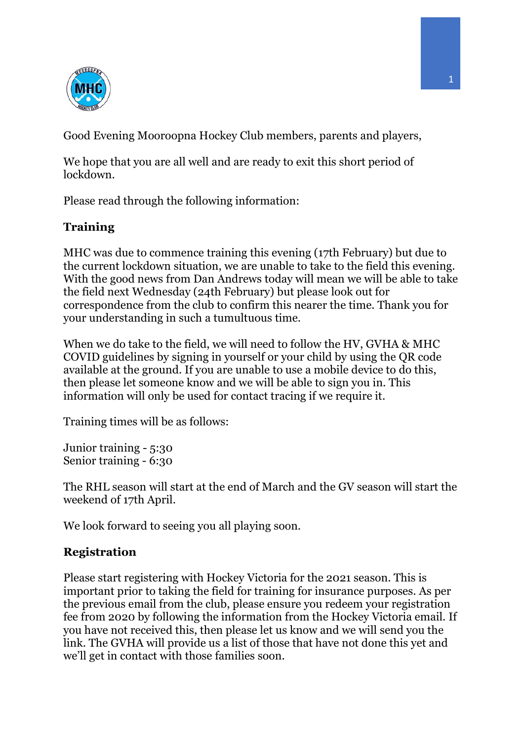Good Evening Mooroopna Hockey Club members, parents and players,

We hope that you are all well and are ready to exit this short period of lockdown.

Please read through the following information:

## Training

MHC was due to commence training this evening (17th February) but due to the current lockdown situation, we are unable to take to the field this evening. With the good news from Dan Andrews today will mean we will be able to take the field next Wednesday (24th February) but please look out for correspondence from the club to confirm this nearer the time. Thank you for your understanding in such a tumultuous time.

When we do take to the field, we will need to follow the HV, GVHA & MHC COVID guidelines by signing in yourself or your child by using the QR code available at the ground. If you are unable to use a mobile device to do this, then please let someone know and we will be able to sign you in. This information will only be used for contact tracing if we require it.

Training times will be as follows:

Junior training - 5:30
Senior training - 6:30

The RHL season will start at the end of March and the GV season will start the weekend of 17th April.

We look forward to seeing you all playing soon.

## Registration

Please start registering with Hockey Victoria for the 2021 season. This is important prior to taking the field for training for insurance purposes. As per the previous email from the club, please ensure you redeem your registration fee from 2020 by following the information from the Hockey Victoria email. If you have not received this, then please let us know and we will send you the link. The GVHA will provide us a list of those that have not done this yet and we'll get in contact with those families soon.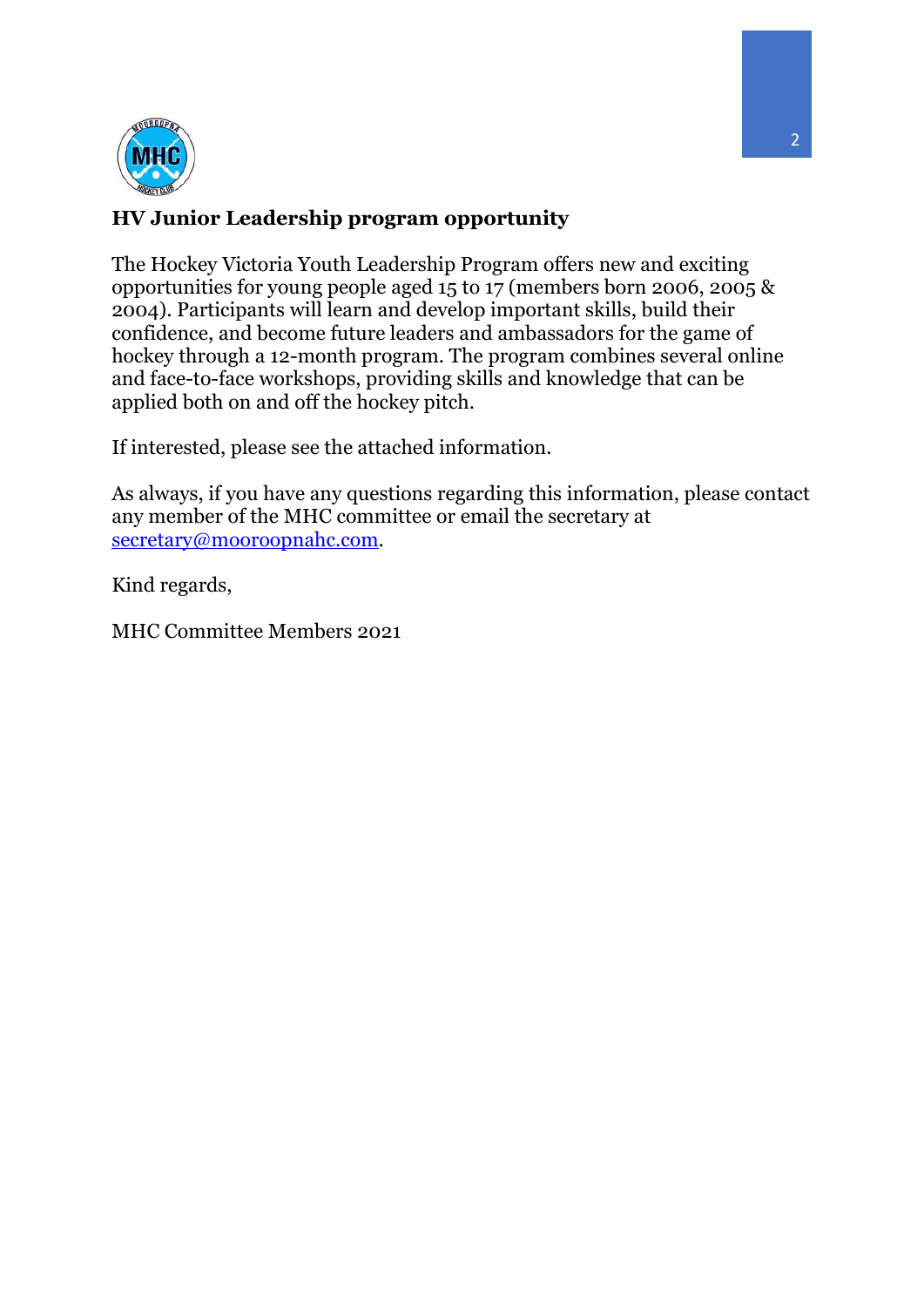**HV Junior Leadership program opportunity**

The Hockey Victoria Youth Leadership Program offers new and exciting opportunities for young people aged 15 to 17 (members born 2006, 2005 & 2004). Participants will learn and develop important skills, build their confidence, and become future leaders and ambassadors for the game of hockey through a 12-month program. The program combines several online and face-to-face workshops, providing skills and knowledge that can be applied both on and off the hockey pitch.

If interested, please see the attached information.

As always, if you have any questions regarding this information, please contact any member of the MHC committee or email the secretary at secretary@mooroopnahc.com.

Kind regards,

MHC Committee Members 2021